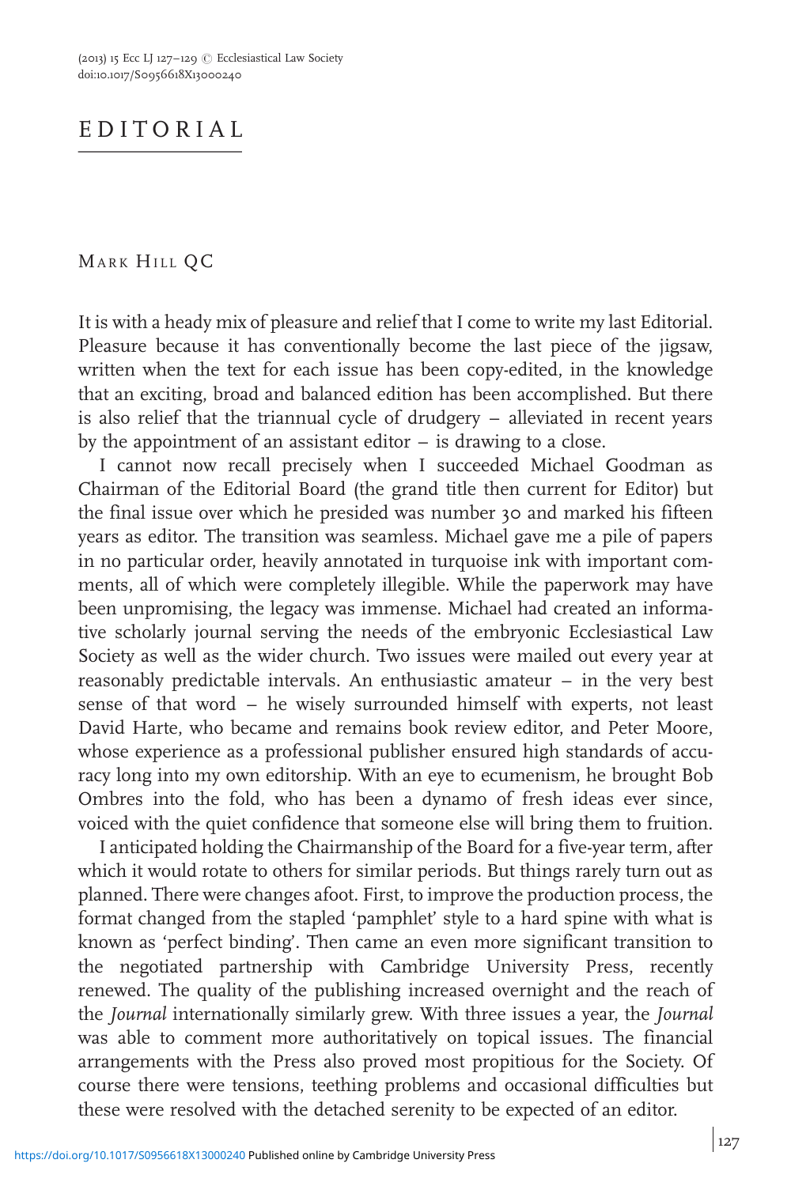# EDITORIAL

MARK HILL QC

It is with a heady mix of pleasure and relief that I come to write my last Editorial. Pleasure because it has conventionally become the last piece of the jigsaw, written when the text for each issue has been copy-edited, in the knowledge that an exciting, broad and balanced edition has been accomplished. But there is also relief that the triannual cycle of drudgery – alleviated in recent years by the appointment of an assistant editor – is drawing to a close.

I cannot now recall precisely when I succeeded Michael Goodman as Chairman of the Editorial Board (the grand title then current for Editor) but the final issue over which he presided was number 30 and marked his fifteen years as editor. The transition was seamless. Michael gave me a pile of papers in no particular order, heavily annotated in turquoise ink with important comments, all of which were completely illegible. While the paperwork may have been unpromising, the legacy was immense. Michael had created an informative scholarly journal serving the needs of the embryonic Ecclesiastical Law Society as well as the wider church. Two issues were mailed out every year at reasonably predictable intervals. An enthusiastic amateur – in the very best sense of that word – he wisely surrounded himself with experts, not least David Harte, who became and remains book review editor, and Peter Moore, whose experience as a professional publisher ensured high standards of accuracy long into my own editorship. With an eye to ecumenism, he brought Bob Ombres into the fold, who has been a dynamo of fresh ideas ever since, voiced with the quiet confidence that someone else will bring them to fruition.

I anticipated holding the Chairmanship of the Board for a five-year term, after which it would rotate to others for similar periods. But things rarely turn out as planned. There were changes afoot. First, to improve the production process, the format changed from the stapled 'pamphlet' style to a hard spine with what is known as 'perfect binding'. Then came an even more significant transition to the negotiated partnership with Cambridge University Press, recently renewed. The quality of the publishing increased overnight and the reach of the *Journal* internationally similarly grew. With three issues a year, the *Journal* was able to comment more authoritatively on topical issues. The financial arrangements with the Press also proved most propitious for the Society. Of course there were tensions, teething problems and occasional difficulties but these were resolved with the detached serenity to be expected of an editor.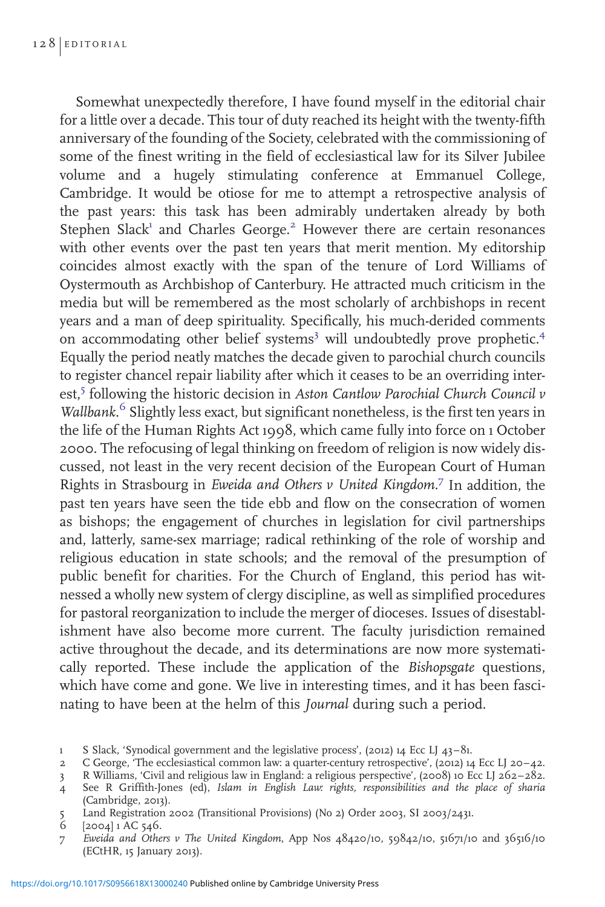Somewhat unexpectedly therefore, I have found myself in the editorial chair for a little over a decade. This tour of duty reached its height with the twenty-fifth anniversary of the founding of the Society, celebrated with the commissioning of some of the finest writing in the field of ecclesiastical law for its Silver Jubilee volume and a hugely stimulating conference at Emmanuel College, Cambridge. It would be otiose for me to attempt a retrospective analysis of the past years: this task has been admirably undertaken already by both Stephen Slack[1] and Charles George.[2] However there are certain resonances with other events over the past ten years that merit mention. My editorship coincides almost exactly with the span of the tenure of Lord Williams of Oystermouth as Archbishop of Canterbury. He attracted much criticism in the media but will be remembered as the most scholarly of archbishops in recent years and a man of deep spirituality. Specifically, his much-derided comments on accommodating other belief systems[3] will undoubtedly prove prophetic.[4] Equally the period neatly matches the decade given to parochial church councils to register chancel repair liability after which it ceases to be an overriding interest,[5] following the historic decision in *Aston Cantlow Parochial Church Council v Wallbank*.[6] Slightly less exact, but significant nonetheless, is the first ten years in the life of the Human Rights Act 1998, which came fully into force on 1 October 2000. The refocusing of legal thinking on freedom of religion is now widely discussed, not least in the very recent decision of the European Court of Human Rights in Strasbourg in *Eweida and Others v United Kingdom*.[7] In addition, the past ten years have seen the tide ebb and flow on the consecration of women as bishops; the engagement of churches in legislation for civil partnerships and, latterly, same-sex marriage; radical rethinking of the role of worship and religious education in state schools; and the removal of the presumption of public benefit for charities. For the Church of England, this period has witnessed a wholly new system of clergy discipline, as well as simplified procedures for pastoral reorganization to include the merger of dioceses. Issues of disestablishment have also become more current. The faculty jurisdiction remained active throughout the decade, and its determinations are now more systematically reported. These include the application of the *Bishopsgate* questions, which have come and gone. We live in interesting times, and it has been fascinating to have been at the helm of this *Journal* during such a period.

1 S Slack, 'Synodical government and the legislative process', (2012) 14 Ecc LJ 43–81.

2 C George, 'The ecclesiastical common law: a quarter-century retrospective', (2012) 14 Ecc LJ 20–42.

3 R Williams, 'Civil and religious law in England: a religious perspective', (2008) 10 Ecc LJ 262–282.

4 See R Griffith-Jones (ed), *Islam in English Law: rights, responsibilities and the place of sharia* (Cambridge, 2013).

5 Land Registration 2002 (Transitional Provisions) (No 2) Order 2003, SI 2003/2431.

6 [2004] 1 AC 546.

7 *Eweida and Others v The United Kingdom*, App Nos 48420/10, 59842/10, 51671/10 and 36516/10 (ECtHR, 15 January 2013).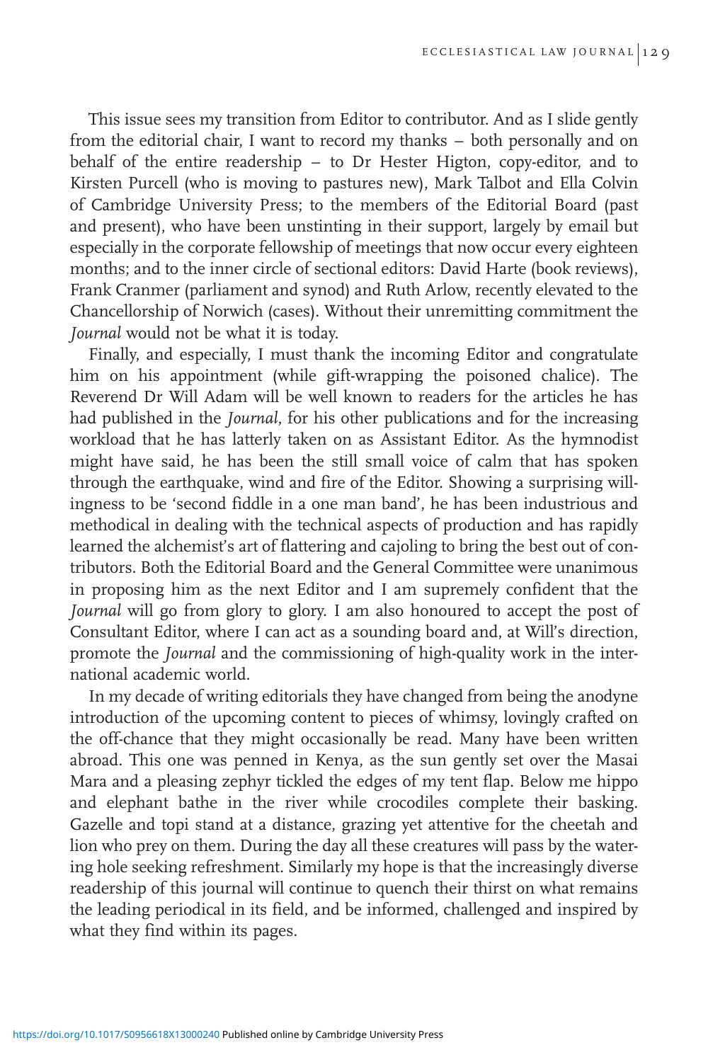This issue sees my transition from Editor to contributor. And as I slide gently from the editorial chair, I want to record my thanks – both personally and on behalf of the entire readership – to Dr Hester Higton, copy-editor, and to Kirsten Purcell (who is moving to pastures new), Mark Talbot and Ella Colvin of Cambridge University Press; to the members of the Editorial Board (past and present), who have been unstinting in their support, largely by email but especially in the corporate fellowship of meetings that now occur every eighteen months; and to the inner circle of sectional editors: David Harte (book reviews), Frank Cranmer (parliament and synod) and Ruth Arlow, recently elevated to the Chancellorship of Norwich (cases). Without their unremitting commitment the *Journal* would not be what it is today.

Finally, and especially, I must thank the incoming Editor and congratulate him on his appointment (while gift-wrapping the poisoned chalice). The Reverend Dr Will Adam will be well known to readers for the articles he has had published in the *Journal*, for his other publications and for the increasing workload that he has latterly taken on as Assistant Editor. As the hymnodist might have said, he has been the still small voice of calm that has spoken through the earthquake, wind and fire of the Editor. Showing a surprising willingness to be 'second fiddle in a one man band', he has been industrious and methodical in dealing with the technical aspects of production and has rapidly learned the alchemist's art of flattering and cajoling to bring the best out of contributors. Both the Editorial Board and the General Committee were unanimous in proposing him as the next Editor and I am supremely confident that the *Journal* will go from glory to glory. I am also honoured to accept the post of Consultant Editor, where I can act as a sounding board and, at Will's direction, promote the *Journal* and the commissioning of high-quality work in the international academic world.

In my decade of writing editorials they have changed from being the anodyne introduction of the upcoming content to pieces of whimsy, lovingly crafted on the off-chance that they might occasionally be read. Many have been written abroad. This one was penned in Kenya, as the sun gently set over the Masai Mara and a pleasing zephyr tickled the edges of my tent flap. Below me hippo and elephant bathe in the river while crocodiles complete their basking. Gazelle and topi stand at a distance, grazing yet attentive for the cheetah and lion who prey on them. During the day all these creatures will pass by the watering hole seeking refreshment. Similarly my hope is that the increasingly diverse readership of this journal will continue to quench their thirst on what remains the leading periodical in its field, and be informed, challenged and inspired by what they find within its pages.